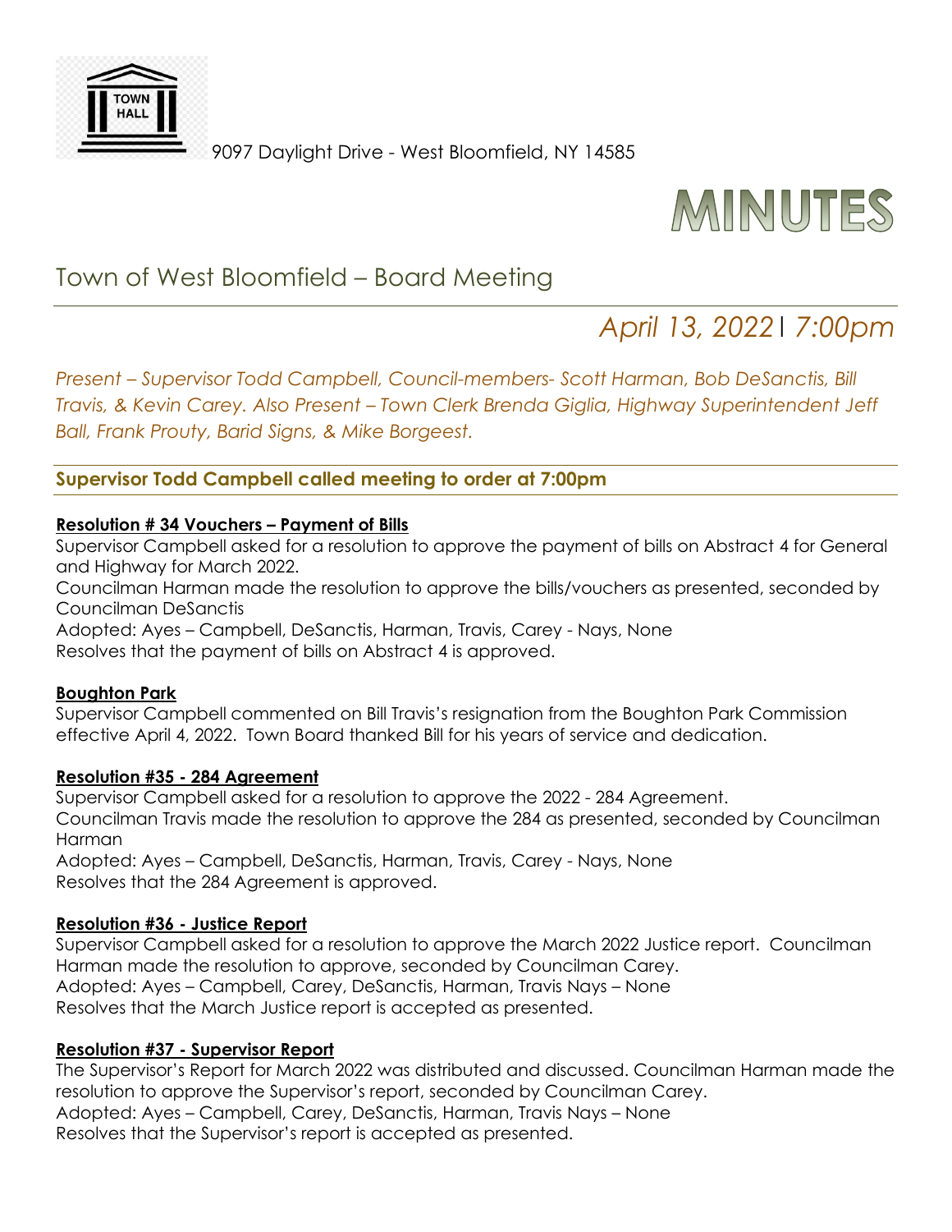9097 Daylight Drive - West Bloomfield, NY 14585

# MINUTES

## Town of West Bloomfield – Board Meeting

*April 13, 2022 | 7:00pm*

*Present – Supervisor Todd Campbell, Council-members- Scott Harman, Bob DeSanctis, Bill Travis, & Kevin Carey. Also Present – Town Clerk Brenda Giglia, Highway Superintendent Jeff Ball, Frank Prouty, Barid Signs, & Mike Borgeest.*

### Supervisor Todd Campbell called meeting to order at 7:00pm

**Resolution # 34 Vouchers – Payment of Bills**

Supervisor Campbell asked for a resolution to approve the payment of bills on Abstract 4 for General and Highway for March 2022.

Councilman Harman made the resolution to approve the bills/vouchers as presented, seconded by Councilman DeSanctis

Adopted: Ayes – Campbell, DeSanctis, Harman, Travis, Carey - Nays, None

Resolves that the payment of bills on Abstract 4 is approved.

**Boughton Park**

Supervisor Campbell commented on Bill Travis's resignation from the Boughton Park Commission effective April 4, 2022. Town Board thanked Bill for his years of service and dedication.

**Resolution #35 - 284 Agreement**

Supervisor Campbell asked for a resolution to approve the 2022 - 284 Agreement.

Councilman Travis made the resolution to approve the 284 as presented, seconded by Councilman Harman

Adopted: Ayes – Campbell, DeSanctis, Harman, Travis, Carey - Nays, None

Resolves that the 284 Agreement is approved.

**Resolution #36 - Justice Report**

Supervisor Campbell asked for a resolution to approve the March 2022 Justice report. Councilman Harman made the resolution to approve, seconded by Councilman Carey.

Adopted: Ayes – Campbell, Carey, DeSanctis, Harman, Travis Nays – None

Resolves that the March Justice report is accepted as presented.

**Resolution #37 - Supervisor Report**

The Supervisor's Report for March 2022 was distributed and discussed. Councilman Harman made the resolution to approve the Supervisor's report, seconded by Councilman Carey.

Adopted: Ayes – Campbell, Carey, DeSanctis, Harman, Travis Nays – None

Resolves that the Supervisor's report is accepted as presented.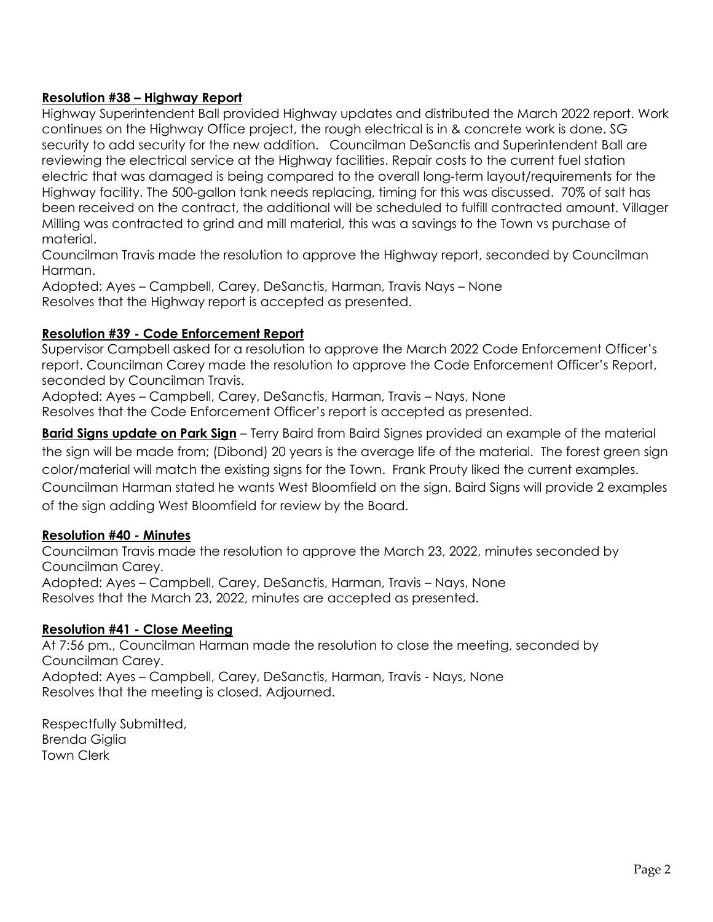**Resolution #38 – Highway Report**

Highway Superintendent Ball provided Highway updates and distributed the March 2022 report. Work continues on the Highway Office project, the rough electrical is in & concrete work is done. SG security to add security for the new addition. Councilman DeSanctis and Superintendent Ball are reviewing the electrical service at the Highway facilities. Repair costs to the current fuel station electric that was damaged is being compared to the overall long-term layout/requirements for the Highway facility. The 500-gallon tank needs replacing, timing for this was discussed. 70% of salt has been received on the contract, the additional will be scheduled to fulfill contracted amount. Villager Milling was contracted to grind and mill material, this was a savings to the Town vs purchase of material.

Councilman Travis made the resolution to approve the Highway report, seconded by Councilman Harman.

Adopted: Ayes – Campbell, Carey, DeSanctis, Harman, Travis Nays – None

Resolves that the Highway report is accepted as presented.

**Resolution #39 - Code Enforcement Report**

Supervisor Campbell asked for a resolution to approve the March 2022 Code Enforcement Officer's report. Councilman Carey made the resolution to approve the Code Enforcement Officer's Report, seconded by Councilman Travis.

Adopted: Ayes – Campbell, Carey, DeSanctis, Harman, Travis – Nays, None

Resolves that the Code Enforcement Officer's report is accepted as presented.

**Barid Signs update on Park Sign** – Terry Baird from Baird Signes provided an example of the material the sign will be made from; (Dibond) 20 years is the average life of the material. The forest green sign color/material will match the existing signs for the Town. Frank Prouty liked the current examples. Councilman Harman stated he wants West Bloomfield on the sign. Baird Signs will provide 2 examples of the sign adding West Bloomfield for review by the Board.

**Resolution #40 - Minutes**

Councilman Travis made the resolution to approve the March 23, 2022, minutes seconded by Councilman Carey.

Adopted: Ayes – Campbell, Carey, DeSanctis, Harman, Travis – Nays, None

Resolves that the March 23, 2022, minutes are accepted as presented.

**Resolution #41 - Close Meeting**

At 7:56 pm., Councilman Harman made the resolution to close the meeting, seconded by Councilman Carey.

Adopted: Ayes – Campbell, Carey, DeSanctis, Harman, Travis - Nays, None

Resolves that the meeting is closed. Adjourned.

Respectfully Submitted,
Brenda Giglia
Town Clerk